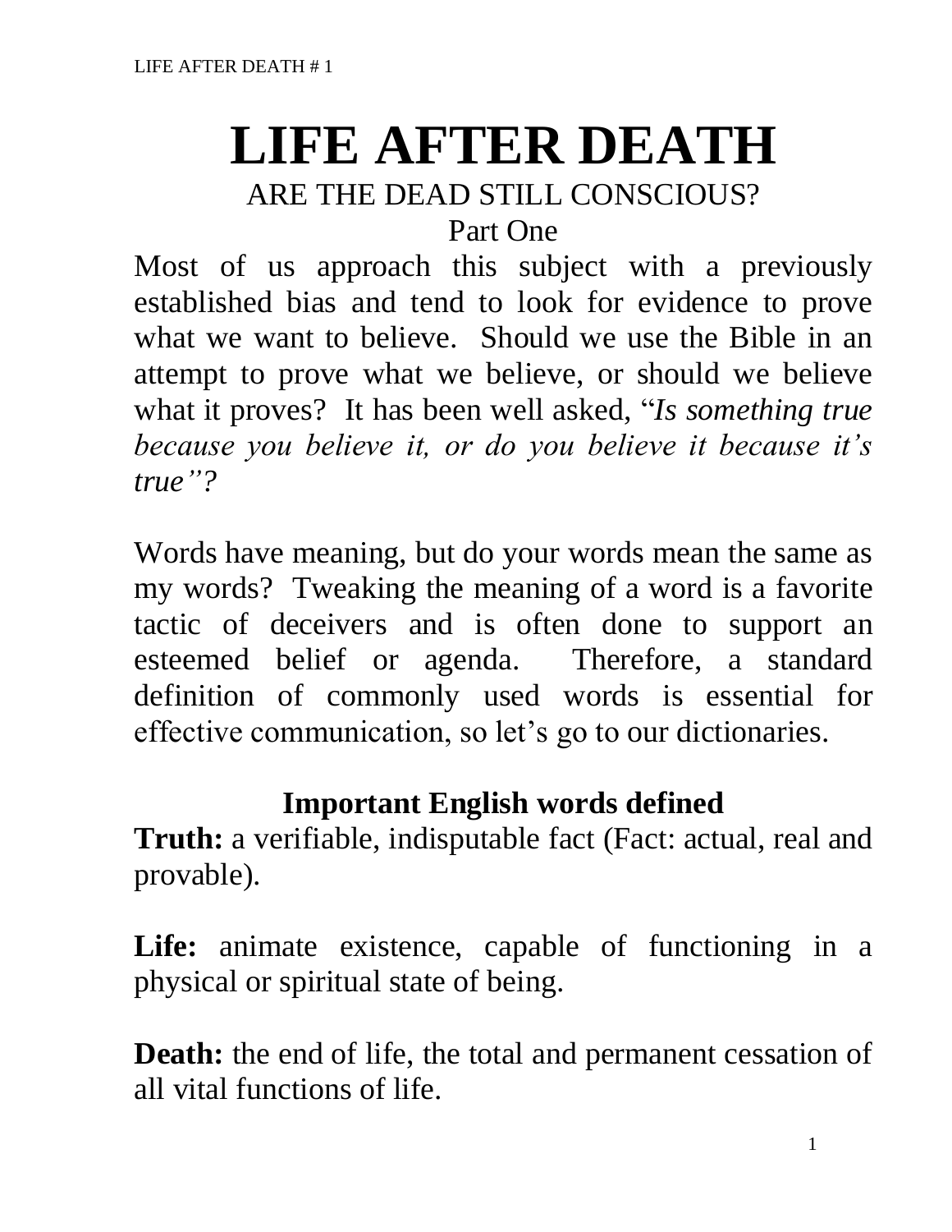# LIFE AFTER DEATH

## ARE THE DEAD STILL CONSCIOUS?

### Part One

Most of us approach this subject with a previously established bias and tend to look for evidence to prove what we want to believe. Should we use the Bible in an attempt to prove what we believe, or should we believe what it proves? It has been well asked, "*Is something true because you believe it, or do you believe it because it's true"?*

Words have meaning, but do your words mean the same as my words? Tweaking the meaning of a word is a favorite tactic of deceivers and is often done to support an esteemed belief or agenda. Therefore, a standard definition of commonly used words is essential for effective communication, so let's go to our dictionaries.

### Important English words defined

**Truth:** a verifiable, indisputable fact (Fact: actual, real and provable).

**Life:** animate existence, capable of functioning in a physical or spiritual state of being.

**Death:** the end of life, the total and permanent cessation of all vital functions of life.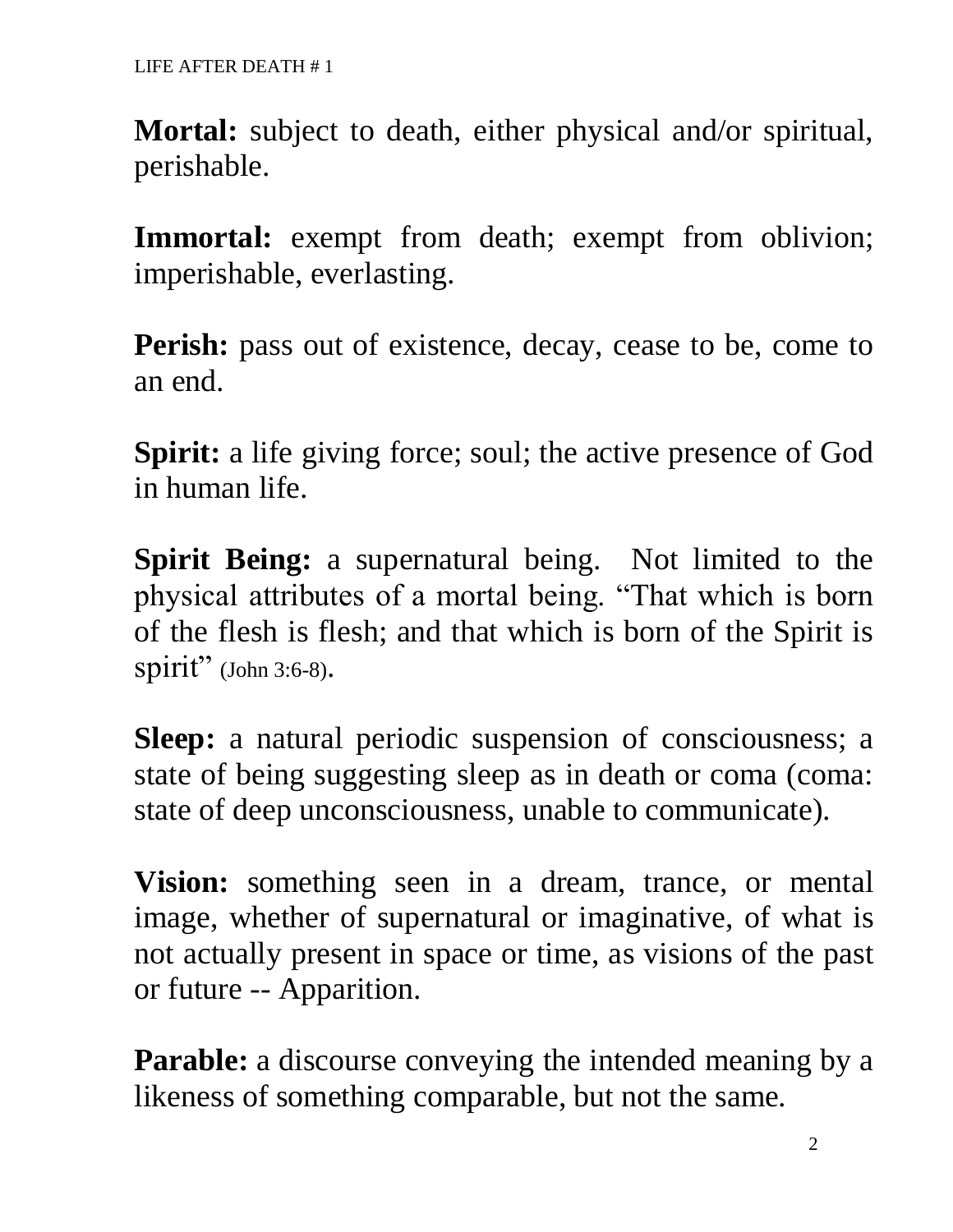**Mortal:** subject to death, either physical and/or spiritual, perishable.

**Immortal:** exempt from death; exempt from oblivion; imperishable, everlasting.

**Perish:** pass out of existence, decay, cease to be, come to an end.

**Spirit:** a life giving force; soul; the active presence of God in human life.

**Spirit Being:** a supernatural being. Not limited to the physical attributes of a mortal being. "That which is born of the flesh is flesh; and that which is born of the Spirit is spirit" (John 3:6-8).

**Sleep:** a natural periodic suspension of consciousness; a state of being suggesting sleep as in death or coma (coma: state of deep unconsciousness, unable to communicate).

**Vision:** something seen in a dream, trance, or mental image, whether of supernatural or imaginative, of what is not actually present in space or time, as visions of the past or future -- Apparition.

**Parable:** a discourse conveying the intended meaning by a likeness of something comparable, but not the same.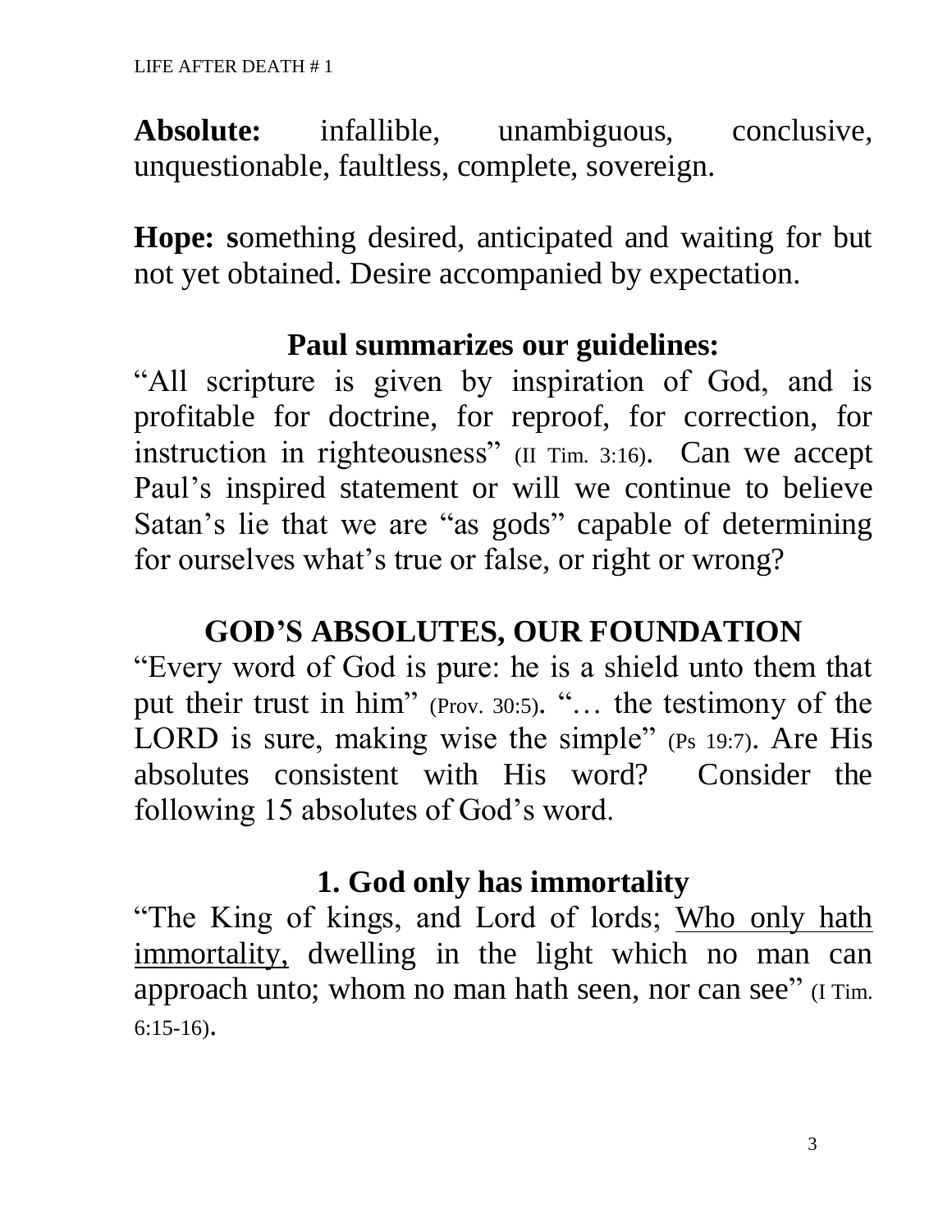**Absolute:** infallible, unambiguous, conclusive, unquestionable, faultless, complete, sovereign.

**Hope:** **s**omething desired, anticipated and waiting for but not yet obtained. Desire accompanied by expectation.

### Paul summarizes our guidelines:

"All scripture is given by inspiration of God, and is profitable for doctrine, for reproof, for correction, for instruction in righteousness" (II Tim. 3:16). Can we accept Paul's inspired statement or will we continue to believe Satan's lie that we are "as gods" capable of determining for ourselves what's true or false, or right or wrong?

## GOD'S ABSOLUTES, OUR FOUNDATION

"Every word of God is pure: he is a shield unto them that put their trust in him" (Prov. 30:5). "… the testimony of the LORD is sure, making wise the simple" (Ps 19:7). Are His absolutes consistent with His word? Consider the following 15 absolutes of God's word.

### 1. God only has immortality

"The King of kings, and Lord of lords; <u>Who only hath immortality,</u> dwelling in the light which no man can approach unto; whom no man hath seen, nor can see" (I Tim. 6:15-16).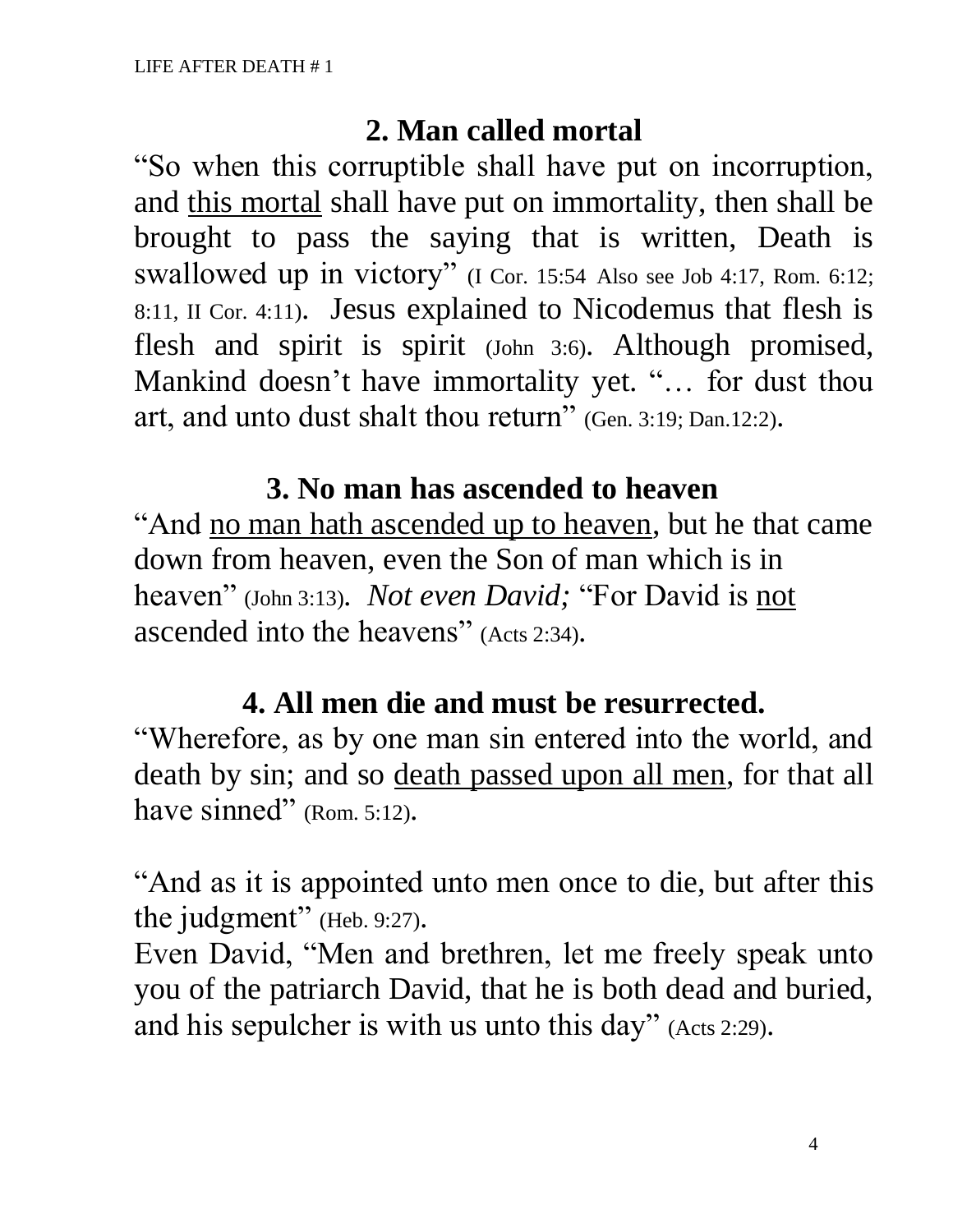## 2. Man called mortal

"So when this corruptible shall have put on incorruption, and <u>this mortal</u> shall have put on immortality, then shall be brought to pass the saying that is written, Death is swallowed up in victory" (I Cor. 15:54 Also see Job 4:17, Rom. 6:12; 8:11, II Cor. 4:11). Jesus explained to Nicodemus that flesh is flesh and spirit is spirit (John 3:6). Although promised, Mankind doesn't have immortality yet. "… for dust thou art, and unto dust shalt thou return" (Gen. 3:19; Dan.12:2).

## 3. No man has ascended to heaven

"And <u>no man hath ascended up to heaven</u>, but he that came down from heaven, even the Son of man which is in heaven" (John 3:13). *Not even David;* "For David is <u>not</u> ascended into the heavens" (Acts 2:34).

## 4. All men die and must be resurrected.

"Wherefore, as by one man sin entered into the world, and death by sin; and so <u>death passed upon all men</u>, for that all have sinned" (Rom. 5:12).

"And as it is appointed unto men once to die, but after this the judgment" (Heb. 9:27).

Even David, "Men and brethren, let me freely speak unto you of the patriarch David, that he is both dead and buried, and his sepulcher is with us unto this day" (Acts 2:29).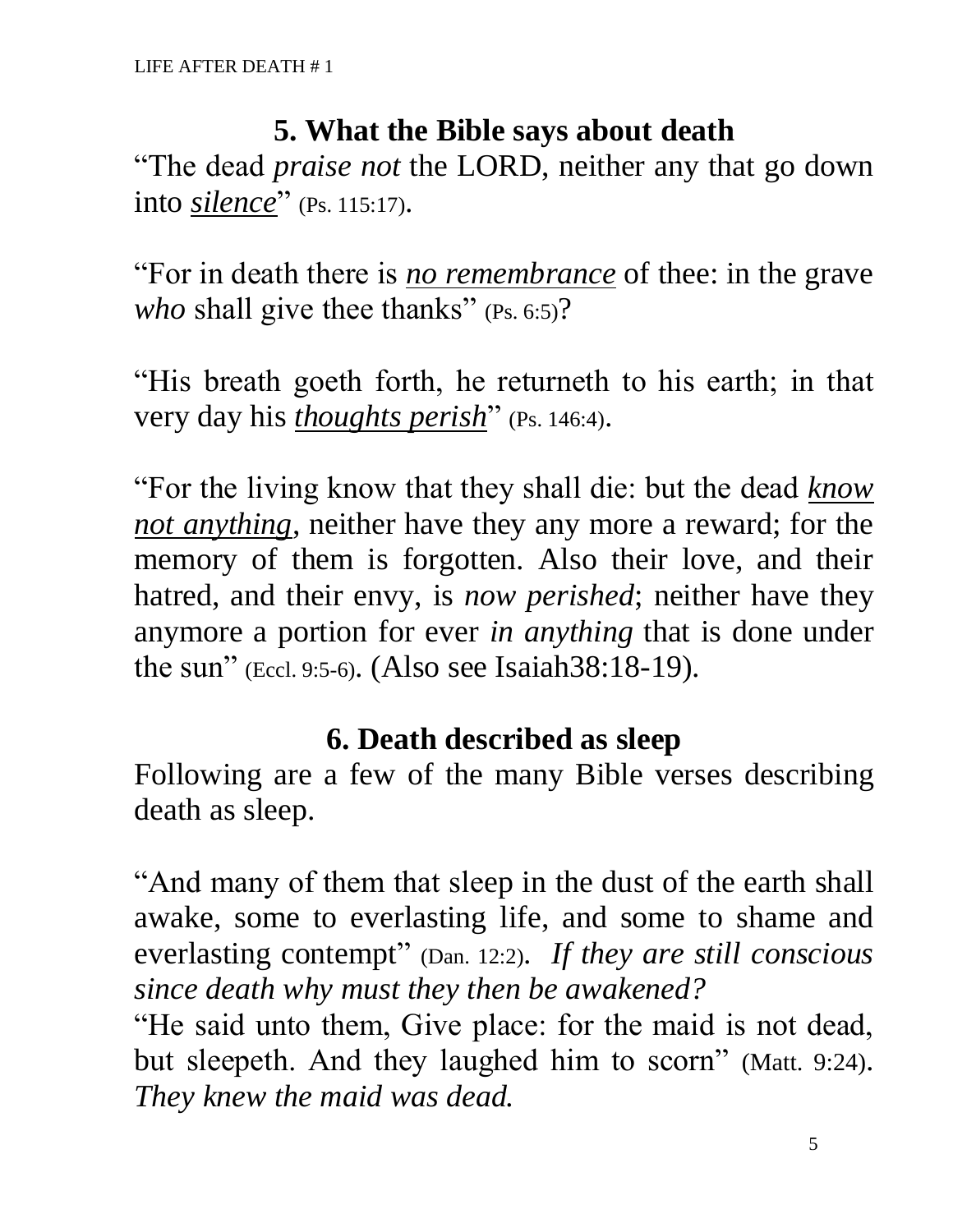## 5. What the Bible says about death

"The dead *praise not* the LORD, neither any that go down into ***silence***" (Ps. 115:17).

"For in death there is *no remembrance* of thee: in the grave *who* shall give thee thanks" (Ps. 6:5)?

"His breath goeth forth, he returneth to his earth; in that very day his ***thoughts perish***" (Ps. 146:4).

"For the living know that they shall die: but the dead *know not anything*, neither have they any more a reward; for the memory of them is forgotten. Also their love, and their hatred, and their envy, is *now perished*; neither have they anymore a portion for ever *in anything* that is done under the sun" (Eccl. 9:5-6). (Also see Isaiah38:18-19).

## 6. Death described as sleep

Following are a few of the many Bible verses describing death as sleep.

"And many of them that sleep in the dust of the earth shall awake, some to everlasting life, and some to shame and everlasting contempt" (Dan. 12:2). *If they are still conscious since death why must they then be awakened?*

"He said unto them, Give place: for the maid is not dead, but sleepeth. And they laughed him to scorn" (Matt. 9:24). *They knew the maid was dead.*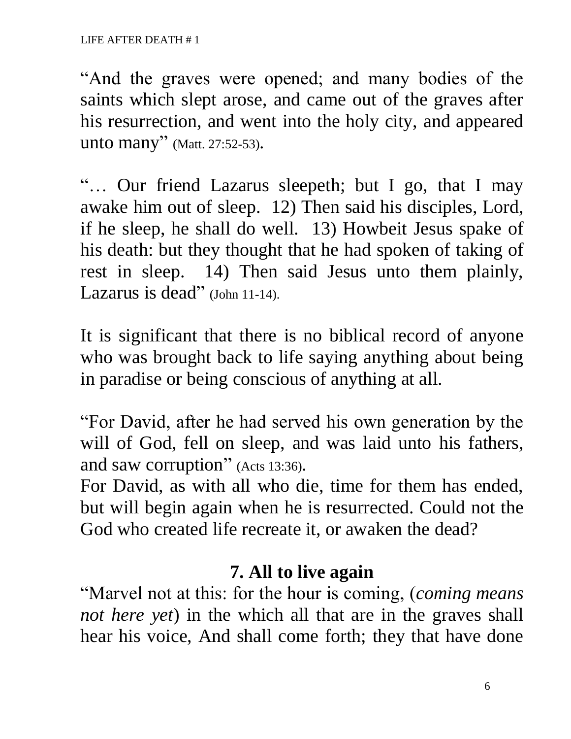"And the graves were opened; and many bodies of the saints which slept arose, and came out of the graves after his resurrection, and went into the holy city, and appeared unto many" (Matt. 27:52-53).

"… Our friend Lazarus sleepeth; but I go, that I may awake him out of sleep. 12) Then said his disciples, Lord, if he sleep, he shall do well. 13) Howbeit Jesus spake of his death: but they thought that he had spoken of taking of rest in sleep. 14) Then said Jesus unto them plainly, Lazarus is dead" (John 11-14).

It is significant that there is no biblical record of anyone who was brought back to life saying anything about being in paradise or being conscious of anything at all.

"For David, after he had served his own generation by the will of God, fell on sleep, and was laid unto his fathers, and saw corruption" (Acts 13:36).
For David, as with all who die, time for them has ended, but will begin again when he is resurrected. Could not the God who created life recreate it, or awaken the dead?

## 7. All to live again

"Marvel not at this: for the hour is coming, (*coming means not here yet*) in the which all that are in the graves shall hear his voice, And shall come forth; they that have done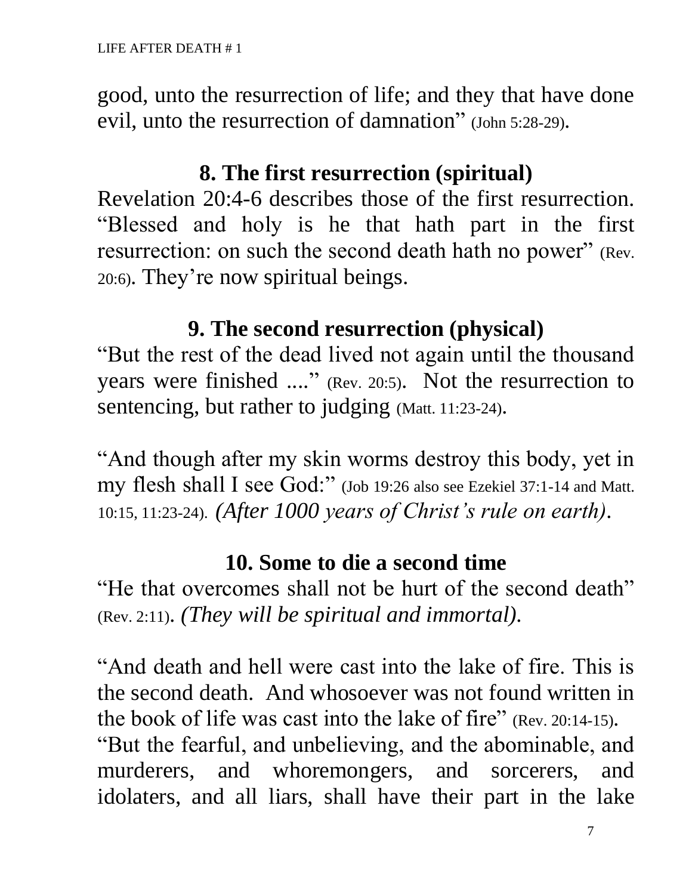good, unto the resurrection of life; and they that have done evil, unto the resurrection of damnation" (John 5:28-29).

## 8. The first resurrection (spiritual)

Revelation 20:4-6 describes those of the first resurrection. "Blessed and holy is he that hath part in the first resurrection: on such the second death hath no power" (Rev. 20:6). They're now spiritual beings.

## 9. The second resurrection (physical)

"But the rest of the dead lived not again until the thousand years were finished ...." (Rev. 20:5). Not the resurrection to sentencing, but rather to judging (Matt. 11:23-24).

"And though after my skin worms destroy this body, yet in my flesh shall I see God:" (Job 19:26 also see Ezekiel 37:1-14 and Matt. 10:15, 11:23-24). *(After 1000 years of Christ's rule on earth)*.

## 10. Some to die a second time

"He that overcomes shall not be hurt of the second death" (Rev. 2:11). *(They will be spiritual and immortal).*

"And death and hell were cast into the lake of fire. This is the second death. And whosoever was not found written in the book of life was cast into the lake of fire" (Rev. 20:14-15).
"But the fearful, and unbelieving, and the abominable, and murderers, and whoremongers, and sorcerers, and idolaters, and all liars, shall have their part in the lake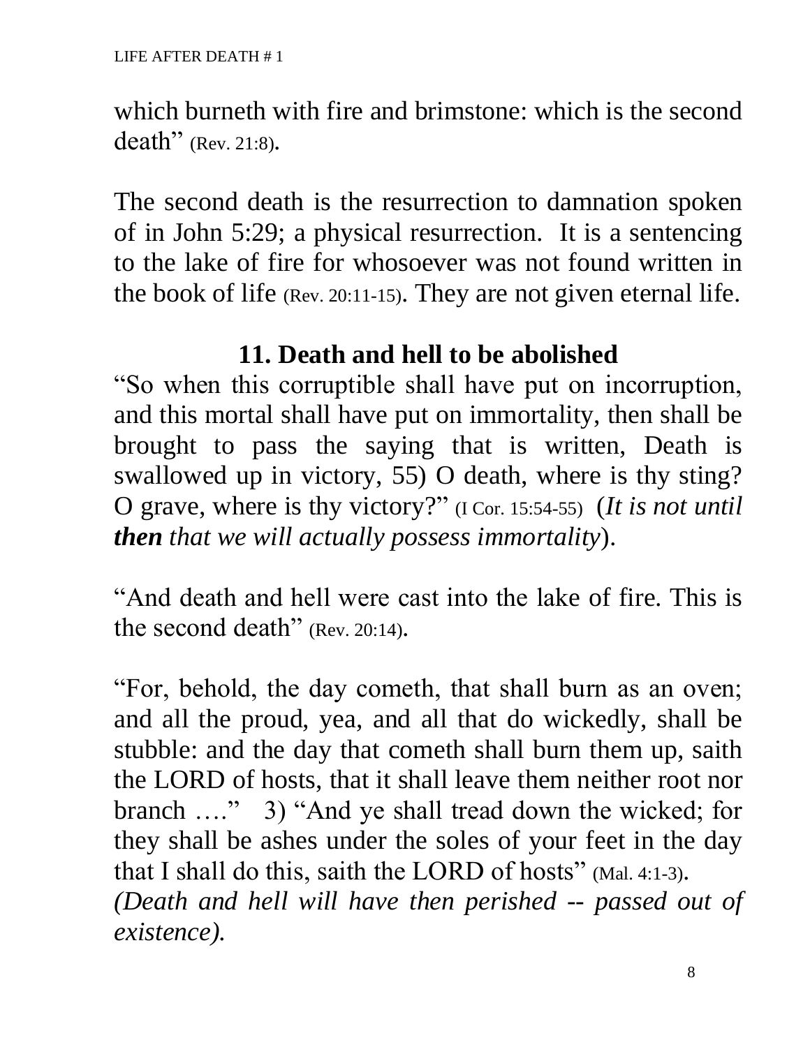which burneth with fire and brimstone: which is the second death" (Rev. 21:8).

The second death is the resurrection to damnation spoken of in John 5:29; a physical resurrection. It is a sentencing to the lake of fire for whosoever was not found written in the book of life (Rev. 20:11-15). They are not given eternal life.

### 11. Death and hell to be abolished

"So when this corruptible shall have put on incorruption, and this mortal shall have put on immortality, then shall be brought to pass the saying that is written, Death is swallowed up in victory, 55) O death, where is thy sting? O grave, where is thy victory?" (I Cor. 15:54-55) (*It is not until **then** that we will actually possess immortality*).

"And death and hell were cast into the lake of fire. This is the second death" (Rev. 20:14).

"For, behold, the day cometh, that shall burn as an oven; and all the proud, yea, and all that do wickedly, shall be stubble: and the day that cometh shall burn them up, saith the LORD of hosts, that it shall leave them neither root nor branch …." 3) "And ye shall tread down the wicked; for they shall be ashes under the soles of your feet in the day that I shall do this, saith the LORD of hosts" (Mal. 4:1-3).
*(Death and hell will have then perished -- passed out of existence).*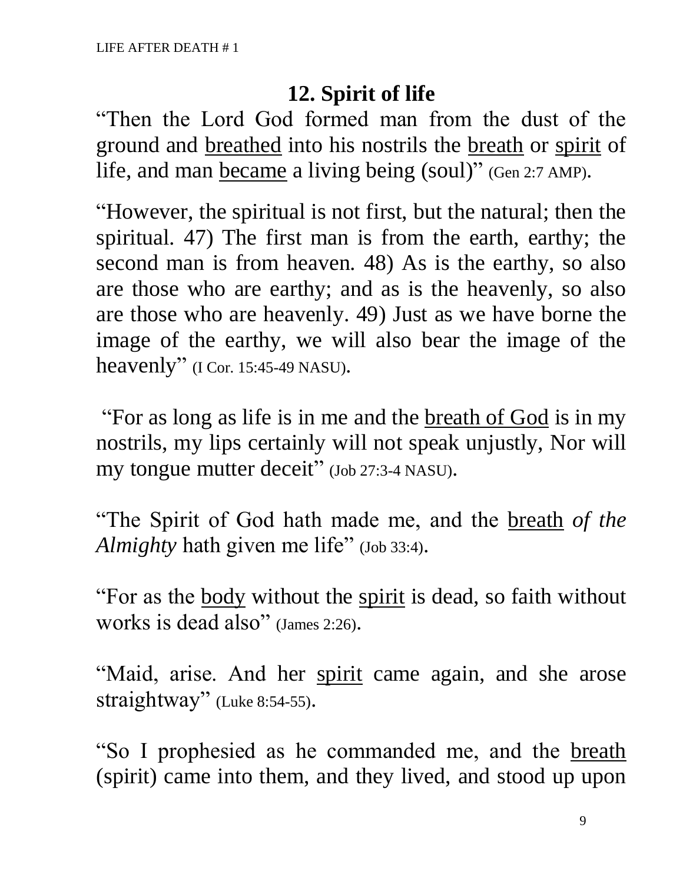## 12. Spirit of life

"Then the Lord God formed man from the dust of the ground and <u>breathed</u> into his nostrils the <u>breath</u> or <u>spirit</u> of life, and man <u>became</u> a living being (soul)" (Gen 2:7 AMP).

"However, the spiritual is not first, but the natural; then the spiritual. 47) The first man is from the earth, earthy; the second man is from heaven. 48) As is the earthy, so also are those who are earthy; and as is the heavenly, so also are those who are heavenly. 49) Just as we have borne the image of the earthy, we will also bear the image of the heavenly" (I Cor. 15:45-49 NASU).

"For as long as life is in me and the <u>breath of God</u> is in my nostrils, my lips certainly will not speak unjustly, Nor will my tongue mutter deceit" (Job 27:3-4 NASU).

"The Spirit of God hath made me, and the <u>breath</u> *of the Almighty* hath given me life" (Job 33:4).

"For as the <u>body</u> without the <u>spirit</u> is dead, so faith without works is dead also" (James 2:26).

"Maid, arise. And her <u>spirit</u> came again, and she arose straightway" (Luke 8:54-55).

"So I prophesied as he commanded me, and the <u>breath</u> (spirit) came into them, and they lived, and stood up upon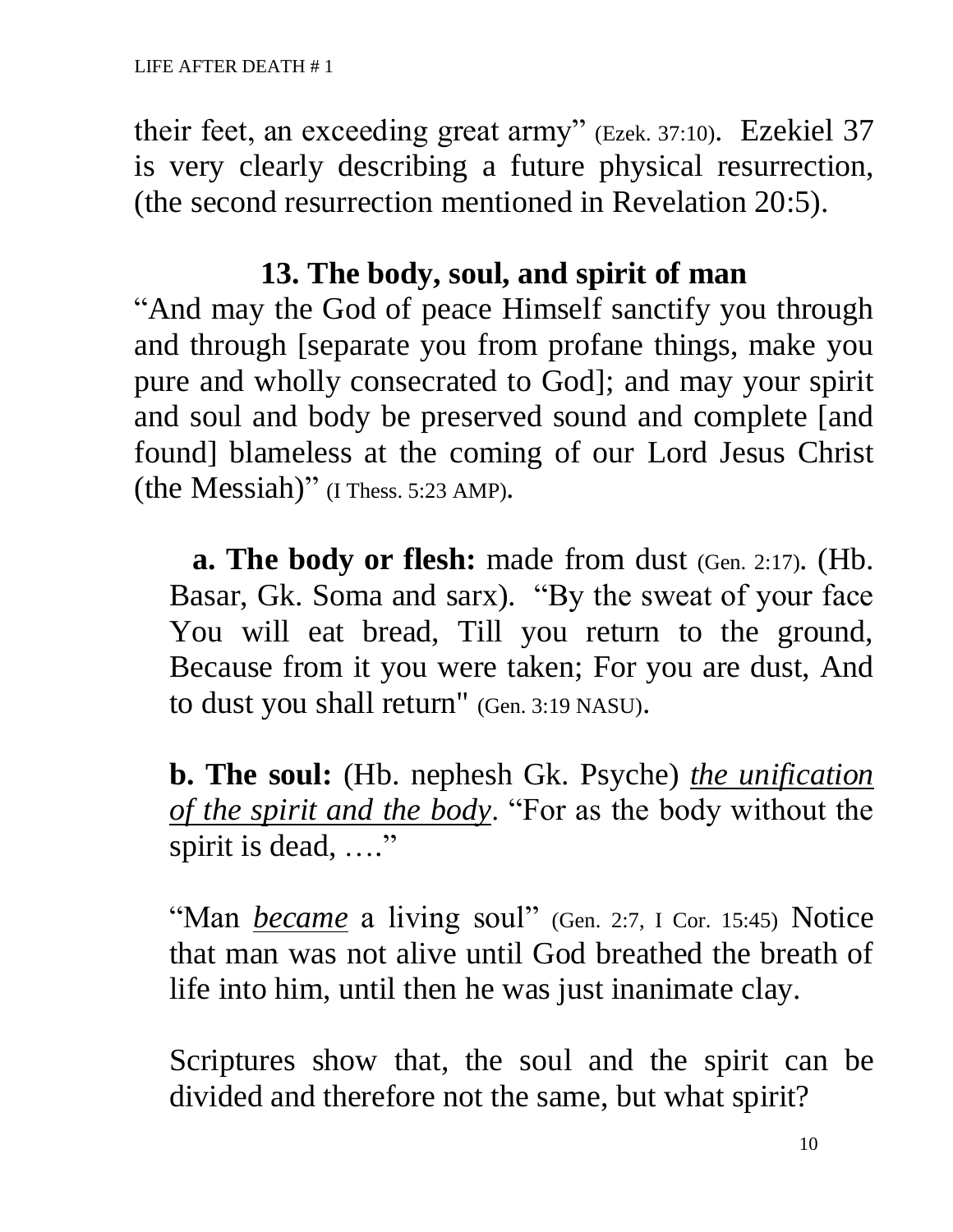their feet, an exceeding great army" (Ezek. 37:10). Ezekiel 37 is very clearly describing a future physical resurrection, (the second resurrection mentioned in Revelation 20:5).

## 13. The body, soul, and spirit of man

"And may the God of peace Himself sanctify you through and through [separate you from profane things, make you pure and wholly consecrated to God]; and may your spirit and soul and body be preserved sound and complete [and found] blameless at the coming of our Lord Jesus Christ (the Messiah)" (I Thess. 5:23 AMP).

**a. The body or flesh:** made from dust (Gen. 2:17). (Hb. Basar, Gk. Soma and sarx). "By the sweat of your face You will eat bread, Till you return to the ground, Because from it you were taken; For you are dust, And to dust you shall return" (Gen. 3:19 NASU).

**b. The soul:** (Hb. nephesh Gk. Psyche) <u>*the unification of the spirit and the body*</u>. "For as the body without the spirit is dead, …."

"Man <u>*became*</u> a living soul" (Gen. 2:7, I Cor. 15:45) Notice that man was not alive until God breathed the breath of life into him, until then he was just inanimate clay.

Scriptures show that, the soul and the spirit can be divided and therefore not the same, but what spirit?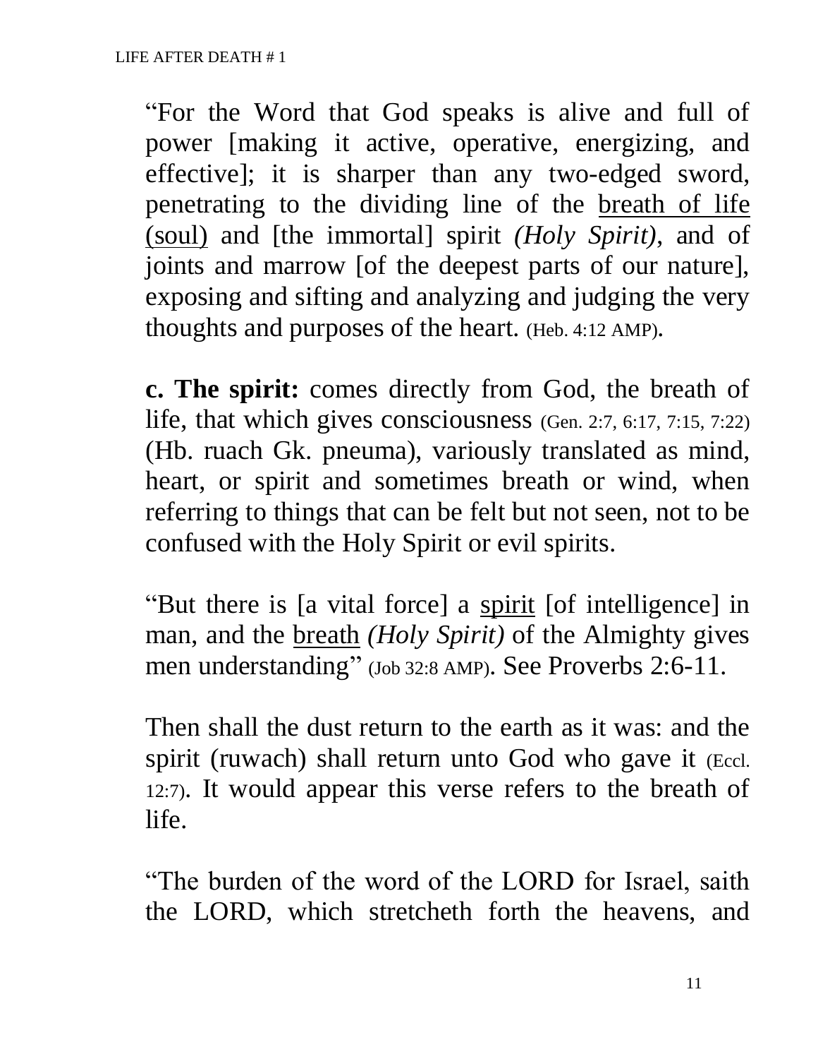"For the Word that God speaks is alive and full of power [making it active, operative, energizing, and effective]; it is sharper than any two-edged sword, penetrating to the dividing line of the <u>breath of life (soul)</u> and [the immortal] spirit *(Holy Spirit)*, and of joints and marrow [of the deepest parts of our nature], exposing and sifting and analyzing and judging the very thoughts and purposes of the heart. (Heb. 4:12 AMP).

**c. The spirit:** comes directly from God, the breath of life, that which gives consciousness (Gen. 2:7, 6:17, 7:15, 7:22) (Hb. ruach Gk. pneuma), variously translated as mind, heart, or spirit and sometimes breath or wind, when referring to things that can be felt but not seen, not to be confused with the Holy Spirit or evil spirits.

"But there is [a vital force] a <u>spirit</u> [of intelligence] in man, and the <u>breath</u> *(Holy Spirit)* of the Almighty gives men understanding" (Job 32:8 AMP). See Proverbs 2:6-11.

Then shall the dust return to the earth as it was: and the spirit (ruwach) shall return unto God who gave it (Eccl. 12:7). It would appear this verse refers to the breath of life.

"The burden of the word of the LORD for Israel, saith the LORD, which stretcheth forth the heavens, and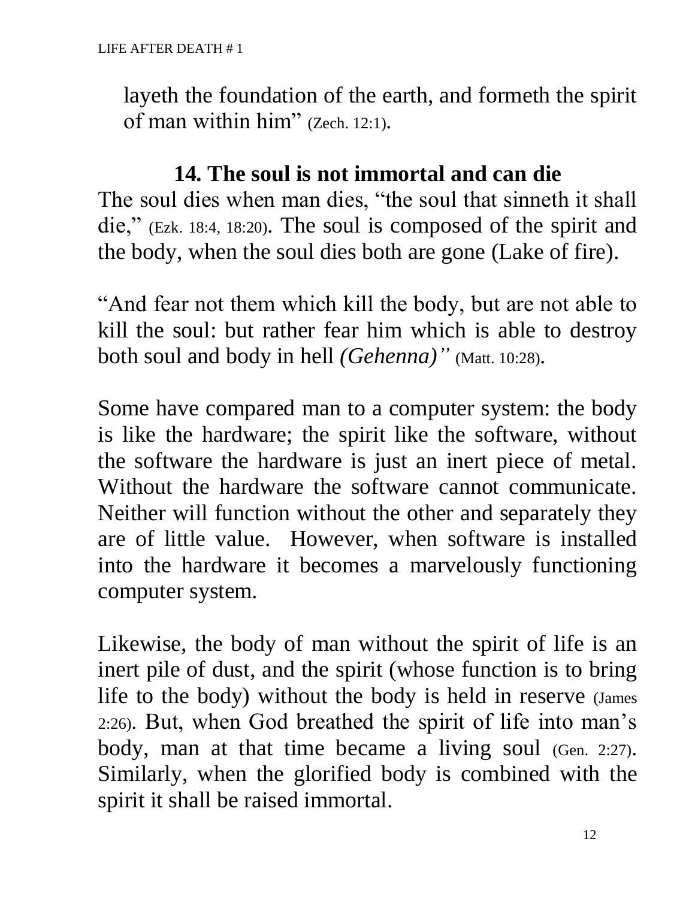layeth the foundation of the earth, and formeth the spirit of man within him" (Zech. 12:1).

## 14. The soul is not immortal and can die

The soul dies when man dies, "the soul that sinneth it shall die," (Ezk. 18:4, 18:20). The soul is composed of the spirit and the body, when the soul dies both are gone (Lake of fire).

"And fear not them which kill the body, but are not able to kill the soul: but rather fear him which is able to destroy both soul and body in hell *(Gehenna)"* (Matt. 10:28).

Some have compared man to a computer system: the body is like the hardware; the spirit like the software, without the software the hardware is just an inert piece of metal. Without the hardware the software cannot communicate. Neither will function without the other and separately they are of little value. However, when software is installed into the hardware it becomes a marvelously functioning computer system.

Likewise, the body of man without the spirit of life is an inert pile of dust, and the spirit (whose function is to bring life to the body) without the body is held in reserve (James 2:26). But, when God breathed the spirit of life into man's body, man at that time became a living soul (Gen. 2:27). Similarly, when the glorified body is combined with the spirit it shall be raised immortal.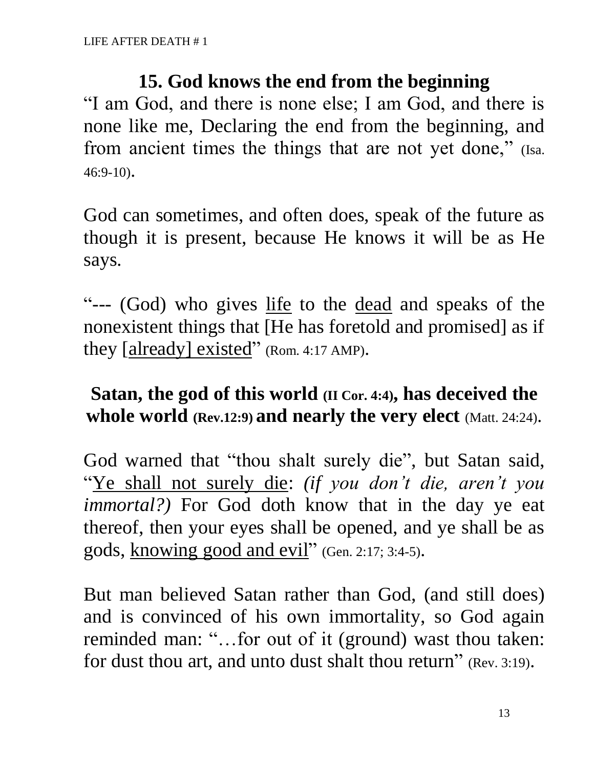## 15. God knows the end from the beginning

"I am God, and there is none else; I am God, and there is none like me, Declaring the end from the beginning, and from ancient times the things that are not yet done," (Isa. 46:9-10).

God can sometimes, and often does, speak of the future as though it is present, because He knows it will be as He says.

"--- (God) who gives life to the dead and speaks of the nonexistent things that [He has foretold and promised] as if they [already] existed" (Rom. 4:17 AMP).

**Satan, the god of this world (II Cor. 4:4), has deceived the whole world (Rev.12:9) and nearly the very elect** (Matt. 24:24).

God warned that "thou shalt surely die", but Satan said, "Ye shall not surely die: *(if you don't die, aren't you immortal?)* For God doth know that in the day ye eat thereof, then your eyes shall be opened, and ye shall be as gods, knowing good and evil" (Gen. 2:17; 3:4-5).

But man believed Satan rather than God, (and still does) and is convinced of his own immortality, so God again reminded man: "…for out of it (ground) wast thou taken: for dust thou art, and unto dust shalt thou return" (Rev. 3:19).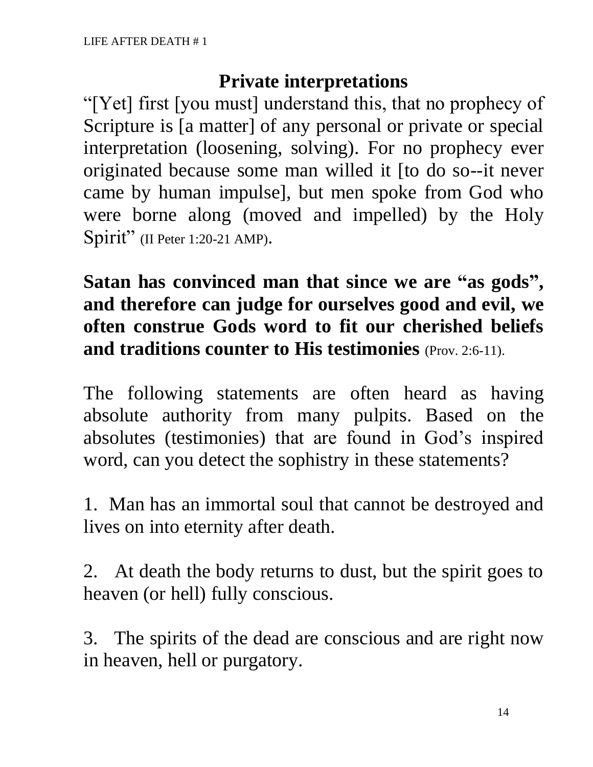## Private interpretations

"[Yet] first [you must] understand this, that no prophecy of Scripture is [a matter] of any personal or private or special interpretation (loosening, solving). For no prophecy ever originated because some man willed it [to do so--it never came by human impulse], but men spoke from God who were borne along (moved and impelled) by the Holy Spirit" (II Peter 1:20-21 AMP).

**Satan has convinced man that since we are "as gods", and therefore can judge for ourselves good and evil, we often construe Gods word to fit our cherished beliefs and traditions counter to His testimonies** (Prov. 2:6-11).

The following statements are often heard as having absolute authority from many pulpits. Based on the absolutes (testimonies) that are found in God's inspired word, can you detect the sophistry in these statements?

1. Man has an immortal soul that cannot be destroyed and lives on into eternity after death.

2. At death the body returns to dust, but the spirit goes to heaven (or hell) fully conscious.

3. The spirits of the dead are conscious and are right now in heaven, hell or purgatory.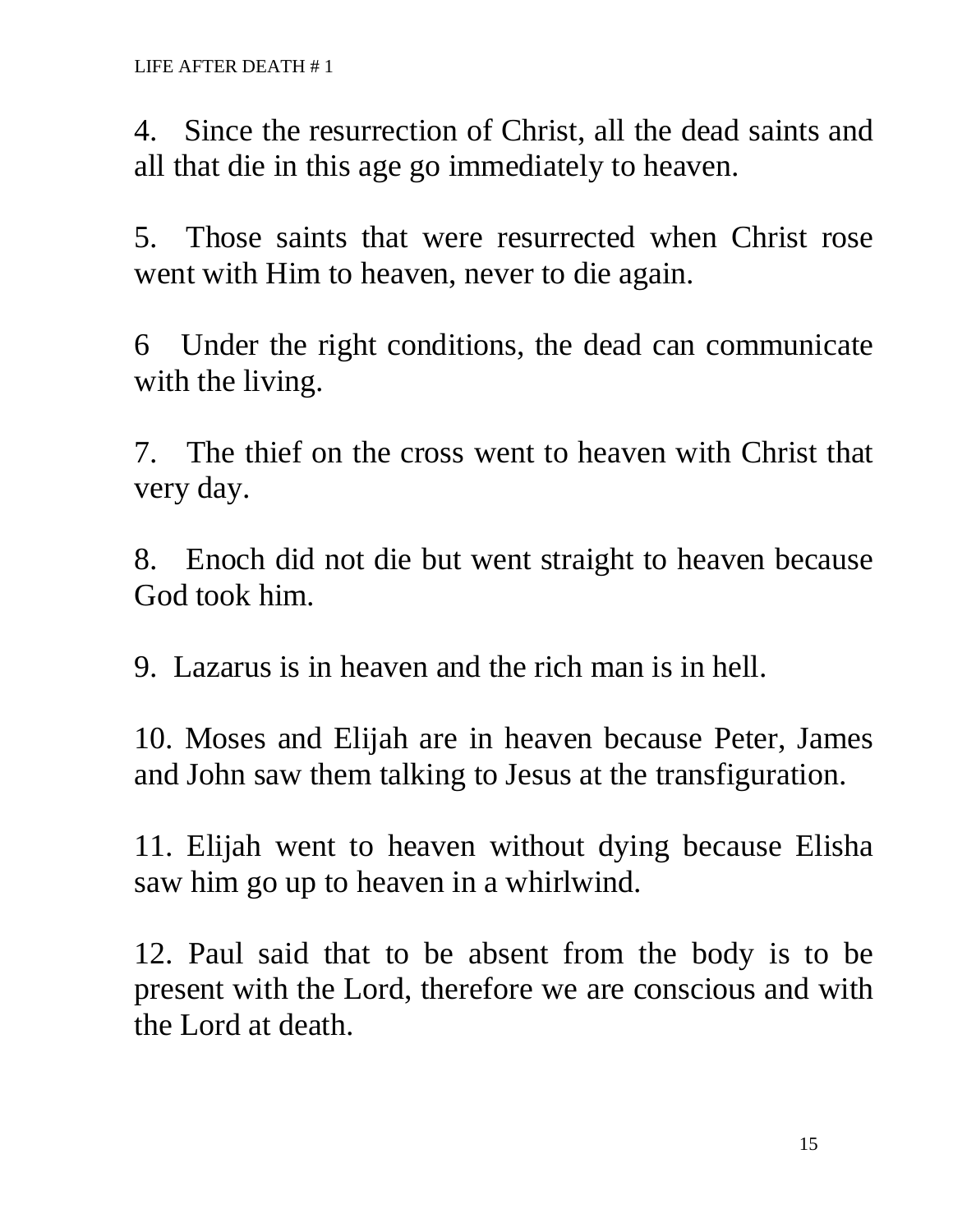4. Since the resurrection of Christ, all the dead saints and all that die in this age go immediately to heaven.

5. Those saints that were resurrected when Christ rose went with Him to heaven, never to die again.

6 Under the right conditions, the dead can communicate with the living.

7. The thief on the cross went to heaven with Christ that very day.

8. Enoch did not die but went straight to heaven because God took him.

9. Lazarus is in heaven and the rich man is in hell.

10. Moses and Elijah are in heaven because Peter, James and John saw them talking to Jesus at the transfiguration.

11. Elijah went to heaven without dying because Elisha saw him go up to heaven in a whirlwind.

12. Paul said that to be absent from the body is to be present with the Lord, therefore we are conscious and with the Lord at death.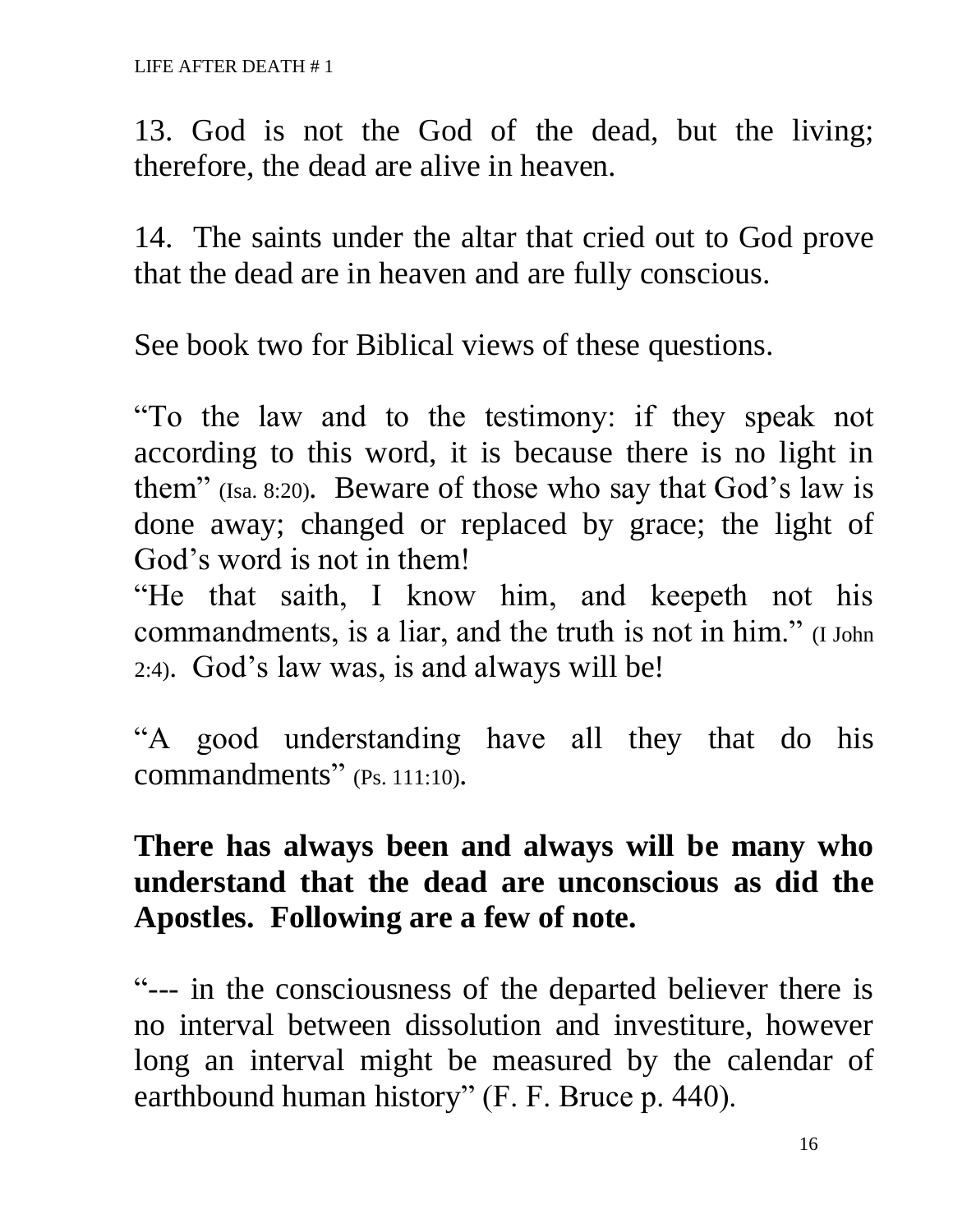13. God is not the God of the dead, but the living; therefore, the dead are alive in heaven.

14. The saints under the altar that cried out to God prove that the dead are in heaven and are fully conscious.

See book two for Biblical views of these questions.

"To the law and to the testimony: if they speak not according to this word, it is because there is no light in them" (Isa. 8:20). Beware of those who say that God's law is done away; changed or replaced by grace; the light of God's word is not in them!
"He that saith, I know him, and keepeth not his commandments, is a liar, and the truth is not in him." (I John 2:4). God's law was, is and always will be!

"A good understanding have all they that do his commandments" (Ps. 111:10).

**There has always been and always will be many who understand that the dead are unconscious as did the Apostles. Following are a few of note.**

"--- in the consciousness of the departed believer there is no interval between dissolution and investiture, however long an interval might be measured by the calendar of earthbound human history" (F. F. Bruce p. 440).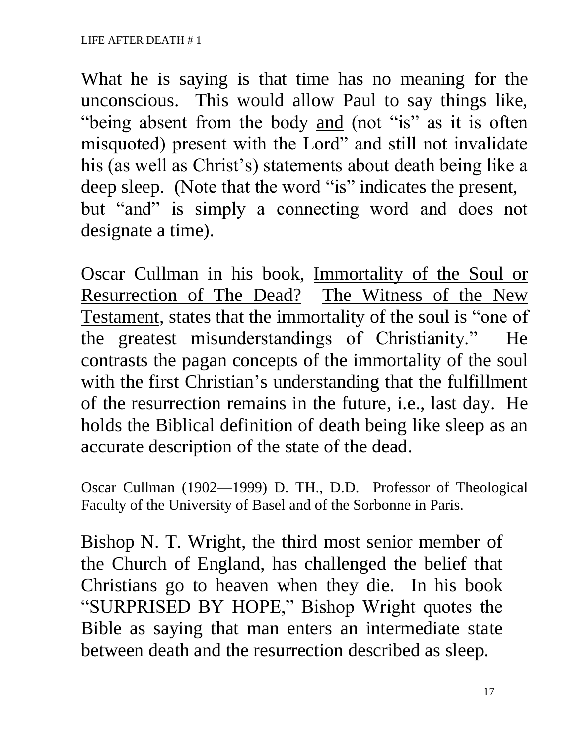What he is saying is that time has no meaning for the unconscious. This would allow Paul to say things like, "being absent from the body <u>and</u> (not "is" as it is often misquoted) present with the Lord" and still not invalidate his (as well as Christ's) statements about death being like a deep sleep. (Note that the word "is" indicates the present, but "and" is simply a connecting word and does not designate a time).

Oscar Cullman in his book, <u>Immortality of the Soul or Resurrection of The Dead?</u> <u>The Witness of the New Testament</u>, states that the immortality of the soul is "one of the greatest misunderstandings of Christianity." He contrasts the pagan concepts of the immortality of the soul with the first Christian's understanding that the fulfillment of the resurrection remains in the future, i.e., last day. He holds the Biblical definition of death being like sleep as an accurate description of the state of the dead.

Oscar Cullman (1902—1999) D. TH., D.D. Professor of Theological Faculty of the University of Basel and of the Sorbonne in Paris.

Bishop N. T. Wright, the third most senior member of the Church of England, has challenged the belief that Christians go to heaven when they die. In his book "SURPRISED BY HOPE," Bishop Wright quotes the Bible as saying that man enters an intermediate state between death and the resurrection described as sleep.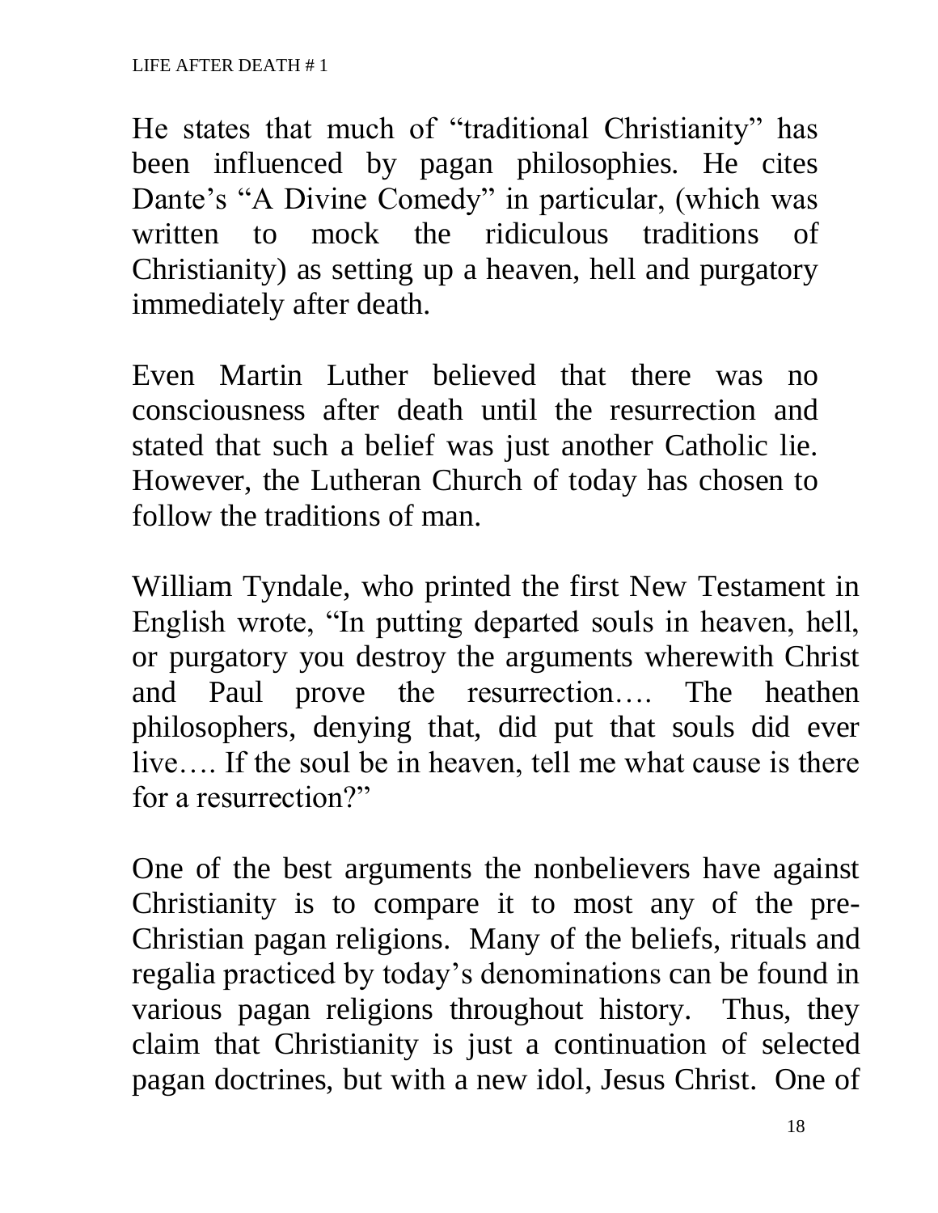He states that much of "traditional Christianity" has been influenced by pagan philosophies. He cites Dante's "A Divine Comedy" in particular, (which was written to mock the ridiculous traditions of Christianity) as setting up a heaven, hell and purgatory immediately after death.

Even Martin Luther believed that there was no consciousness after death until the resurrection and stated that such a belief was just another Catholic lie. However, the Lutheran Church of today has chosen to follow the traditions of man.

William Tyndale, who printed the first New Testament in English wrote, "In putting departed souls in heaven, hell, or purgatory you destroy the arguments wherewith Christ and Paul prove the resurrection…. The heathen philosophers, denying that, did put that souls did ever live…. If the soul be in heaven, tell me what cause is there for a resurrection?"

One of the best arguments the nonbelievers have against Christianity is to compare it to most any of the pre-Christian pagan religions. Many of the beliefs, rituals and regalia practiced by today's denominations can be found in various pagan religions throughout history. Thus, they claim that Christianity is just a continuation of selected pagan doctrines, but with a new idol, Jesus Christ. One of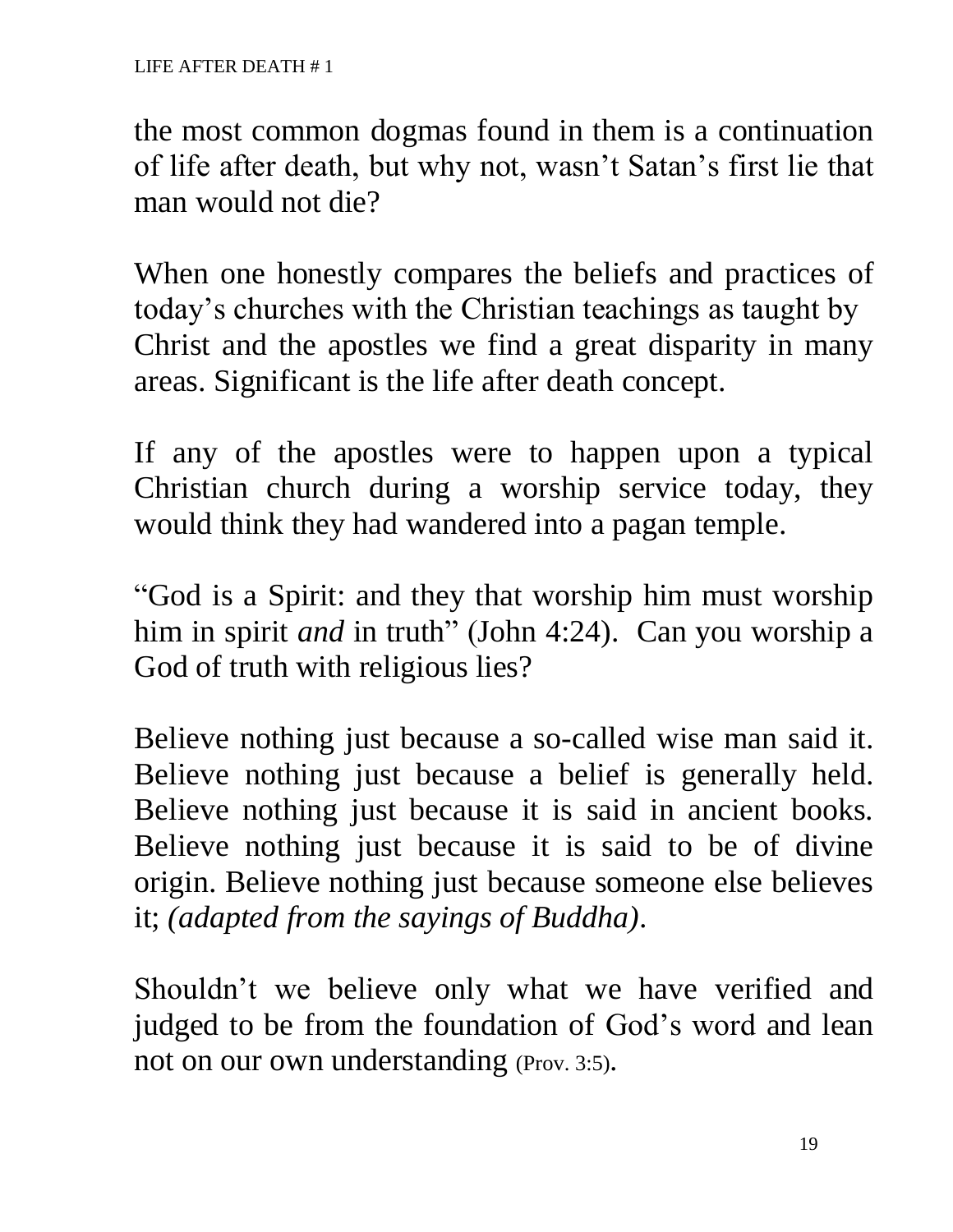the most common dogmas found in them is a continuation of life after death, but why not, wasn't Satan's first lie that man would not die?

When one honestly compares the beliefs and practices of today's churches with the Christian teachings as taught by Christ and the apostles we find a great disparity in many areas. Significant is the life after death concept.

If any of the apostles were to happen upon a typical Christian church during a worship service today, they would think they had wandered into a pagan temple.

"God is a Spirit: and they that worship him must worship him in spirit *and* in truth" (John 4:24). Can you worship a God of truth with religious lies?

Believe nothing just because a so-called wise man said it. Believe nothing just because a belief is generally held. Believe nothing just because it is said in ancient books. Believe nothing just because it is said to be of divine origin. Believe nothing just because someone else believes it; *(adapted from the sayings of Buddha)*.

Shouldn't we believe only what we have verified and judged to be from the foundation of God's word and lean not on our own understanding (Prov. 3:5).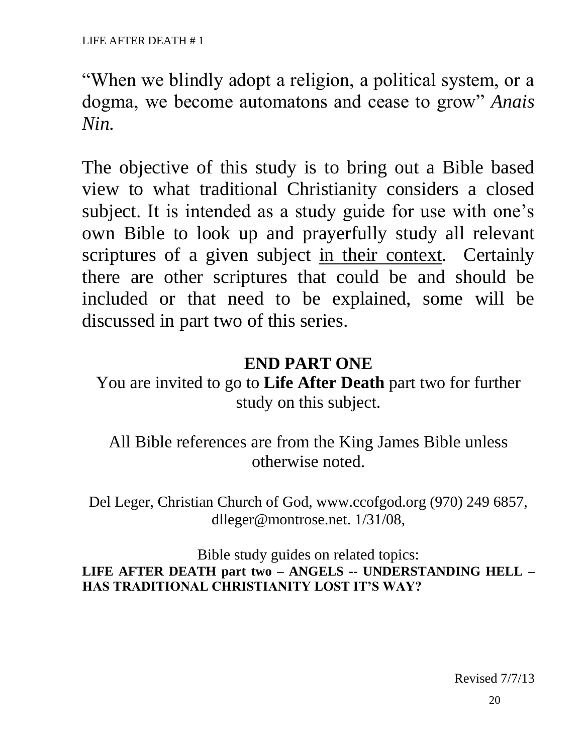"When we blindly adopt a religion, a political system, or a dogma, we become automatons and cease to grow" *Anais Nin.*

The objective of this study is to bring out a Bible based view to what traditional Christianity considers a closed subject. It is intended as a study guide for use with one's own Bible to look up and prayerfully study all relevant scriptures of a given subject <u>in their context</u>. Certainly there are other scriptures that could be and should be included or that need to be explained, some will be discussed in part two of this series.

**END PART ONE**

You are invited to go to **Life After Death** part two for further study on this subject.

All Bible references are from the King James Bible unless otherwise noted.

Del Leger, Christian Church of God, www.ccofgod.org (970) 249 6857, dlleger@montrose.net. 1/31/08,

Bible study guides on related topics:

**LIFE AFTER DEATH part two – ANGELS -- UNDERSTANDING HELL – HAS TRADITIONAL CHRISTIANITY LOST IT'S WAY?**

Revised 7/7/13